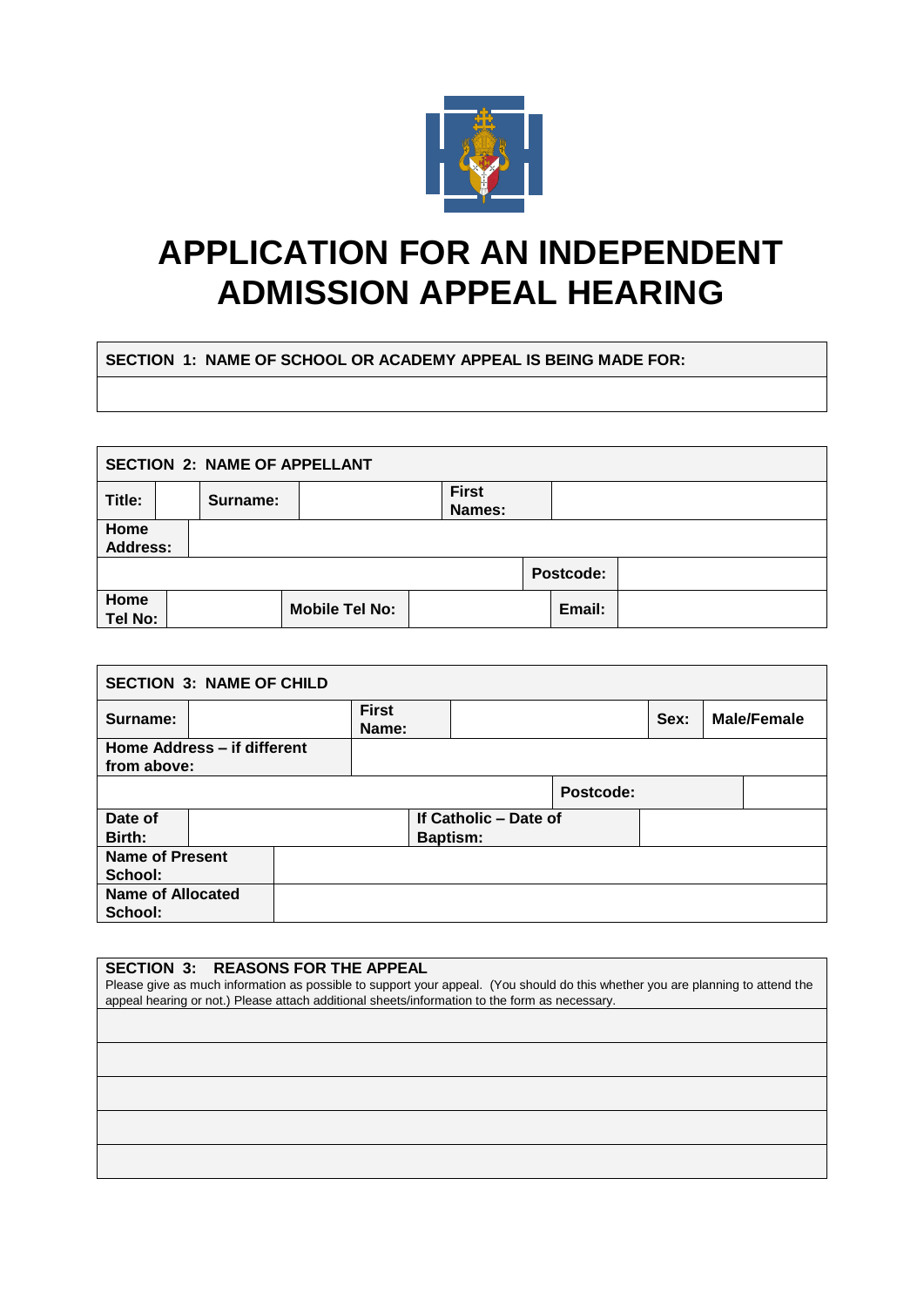# APPLICATION FOR AN INDEPENDENT ADMISSION APPEAL HEARING

| SECTION 1: NAME OF SCHOOL OR ACADEMY APPEAL IS BEING MADE FOR: |
|---|
| |

| SECTION 2: NAME OF APPELLANT | | | | | | |
|---|---|---|---|---|---|---|
| **Title:** | | **Surname:** | | **First Names:** | | |
| **Home Address:** | | | | | | |
| | | | | | **Postcode:** | |
| **Home Tel No:** | | **Mobile Tel No:** | | **Email:** | | |

| SECTION 3: NAME OF CHILD | | | | | | |
|---|---|---|---|---|---|---|
| **Surname:** | | **First Name:** | | | **Sex:** | **Male/Female** |
| **Home Address – if different from above:** | | | | | | |
| | | | | **Postcode:** | | |
| **Date of Birth:** | | | **If Catholic – Date of Baptism:** | | | |
| **Name of Present School:** | | | | | | |
| **Name of Allocated School:** | | | | | | |

| SECTION 3: REASONS FOR THE APPEAL<br>Please give as much information as possible to support your appeal. (You should do this whether you are planning to attend the appeal hearing or not.) Please attach additional sheets/information to the form as necessary. |
|---|
| |
| |
| |
| |
| |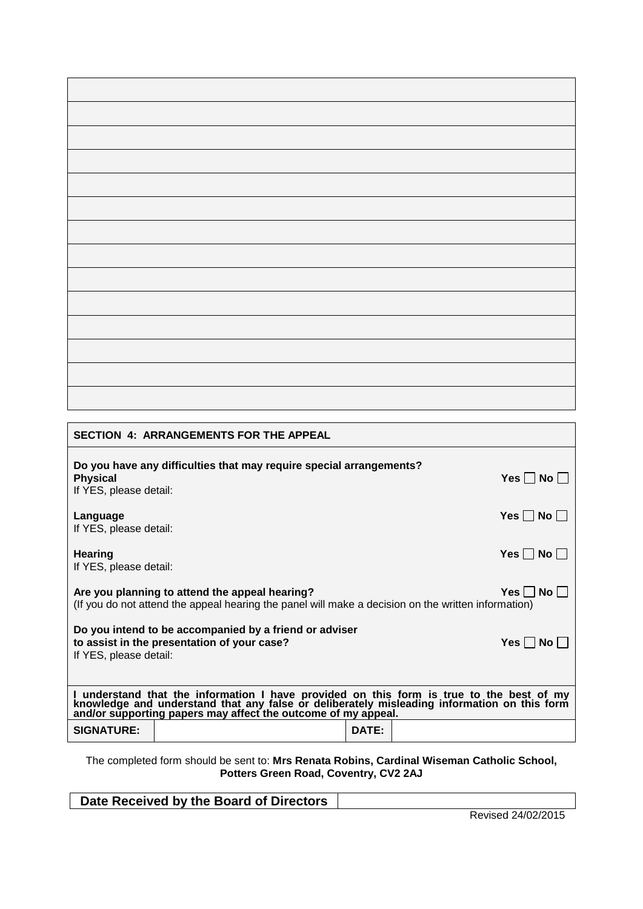| |
|---|
| |
| |
| |
| |
| |
| |
| |
| |
| |
| |
| |
| |
| |
| |

**SECTION 4: ARRANGEMENTS FOR THE APPEAL**

**Do you have any difficulties that may require special arrangements?**

**Physical** **Yes** ☐ **No** ☐
If YES, please detail:

**Language** **Yes** ☐ **No** ☐
If YES, please detail:

**Hearing** **Yes** ☐ **No** ☐
If YES, please detail:

**Are you planning to attend the appeal hearing?** **Yes** ☐ **No** ☐
(If you do not attend the appeal hearing the panel will make a decision on the written information)

**Do you intend to be accompanied by a friend or adviser to assist in the presentation of your case?** **Yes** ☐ **No** ☐
If YES, please detail:

**I understand that the information I have provided on this form is true to the best of my knowledge and understand that any false or deliberately misleading information on this form and/or supporting papers may affect the outcome of my appeal.**

| **SIGNATURE:** | | **DATE:** | |
|---|---|---|---|

The completed form should be sent to: **Mrs Renata Robins, Cardinal Wiseman Catholic School, Potters Green Road, Coventry, CV2 2AJ**

| **Date Received by the Board of Directors** | |
|---|---|

Revised 24/02/2015